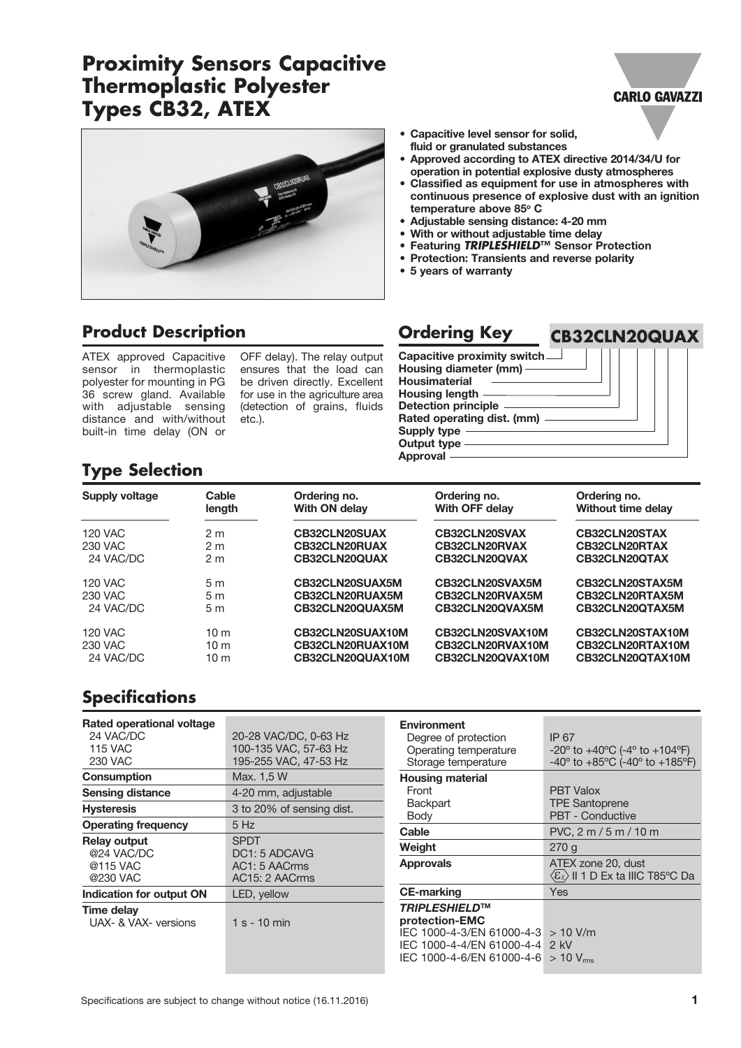# Proximity Sensors Capacitive Thermoplastic Polyester Types CB32, ATEX

- **Capacitive level sensor for solid, fluid or granulated substances**
- **Approved according to ATEX directive 2014/34/U for operation in potential explosive dusty atmospheres**
- **Classified as equipment for use in atmospheres with continuous presence of explosive dust with an ignition temperature above 85° C**
- **Adjustable sensing distance: 4-20 mm**
- **With or without adjustable time delay**
- **Featuring *TRIPLESHIELD*™ Sensor Protection**
- **Protection: Transients and reverse polarity**
- **5 years of warranty**

## Product Description

ATEX approved Capacitive sensor in thermoplastic polyester for mounting in PG 36 screw gland. Available with adjustable sensing distance and with/without built-in time delay (ON or OFF delay). The relay output ensures that the load can be driven directly. Excellent for use in the agriculture area (detection of grains, fluids etc.).

## Ordering Key

**CB32CLN20QUAX**

- Capacitive proximity switch
- Housing diameter (mm)
- Housimaterial
- Housing length
- Detection principle
- Rated operating dist. (mm)
- Supply type
- Output type
- Approval

## Type Selection

| Supply voltage | Cable length | Ordering no. With ON delay | Ordering no. With OFF delay | Ordering no. Without time delay |
|---|---|---|---|---|
| 120 VAC | 2 m | **CB32CLN20SUAX** | **CB32CLN20SVAX** | **CB32CLN20STAX** |
| 230 VAC | 2 m | **CB32CLN20RUAX** | **CB32CLN20RVAX** | **CB32CLN20RTAX** |
| 24 VAC/DC | 2 m | **CB32CLN20QUAX** | **CB32CLN20QVAX** | **CB32CLN20QTAX** |
| 120 VAC | 5 m | **CB32CLN20SUAX5M** | **CB32CLN20SVAX5M** | **CB32CLN20STAX5M** |
| 230 VAC | 5 m | **CB32CLN20RUAX5M** | **CB32CLN20RVAX5M** | **CB32CLN20RTAX5M** |
| 24 VAC/DC | 5 m | **CB32CLN20QUAX5M** | **CB32CLN20QVAX5M** | **CB32CLN20QTAX5M** |
| 120 VAC | 10 m | **CB32CLN20SUAX10M** | **CB32CLN20SVAX10M** | **CB32CLN20STAX10M** |
| 230 VAC | 10 m | **CB32CLN20RUAX10M** | **CB32CLN20RVAX10M** | **CB32CLN20RTAX10M** |
| 24 VAC/DC | 10 m | **CB32CLN20QUAX10M** | **CB32CLN20QVAX10M** | **CB32CLN20QTAX10M** |

## Specifications

| | |
|---|---|
| **Rated operational voltage** | |
| 24 VAC/DC | 20-28 VAC/DC, 0-63 Hz |
| 115 VAC | 100-135 VAC, 57-63 Hz |
| 230 VAC | 195-255 VAC, 47-53 Hz |
| **Consumption** | Max. 1,5 W |
| **Sensing distance** | 4-20 mm, adjustable |
| **Hysteresis** | 3 to 20% of sensing dist. |
| **Operating frequency** | 5 Hz |
| **Relay output** | SPDT |
| @24 VAC/DC | DC1: 5 ADCAVG |
| @115 VAC | AC1: 5 AACrms |
| @230 VAC | AC15: 2 AACrms |
| **Indication for output ON** | LED, yellow |
| **Time delay** | |
| UAX- & VAX- versions | 1 s - 10 min |

| | |
|---|---|
| **Environment** | |
| Degree of protection | IP 67 |
| Operating temperature | -20° to +40°C (-4° to +104°F) |
| Storage temperature | -40° to +85°C (-40° to +185°F) |
| **Housing material** | |
| Front | PBT Valox |
| Backpart | TPE Santoprene |
| Body | PBT - Conductive |
| **Cable** | PVC, 2 m / 5 m / 10 m |
| **Weight** | 270 g |
| **Approvals** | ATEX zone 20, dust ⟨Ex⟩ II 1 D Ex ta IIIC T85°C Da |
| **CE-marking** | Yes |
| ***TRIPLESHIELD*™ protection-EMC** | |
| IEC 1000-4-3/EN 61000-4-3 | > 10 V/m |
| IEC 1000-4-4/EN 61000-4-4 | 2 kV |
| IEC 1000-4-6/EN 61000-4-6 | > 10 $V_{rms}$ |

Specifications are subject to change without notice (16.11.2016)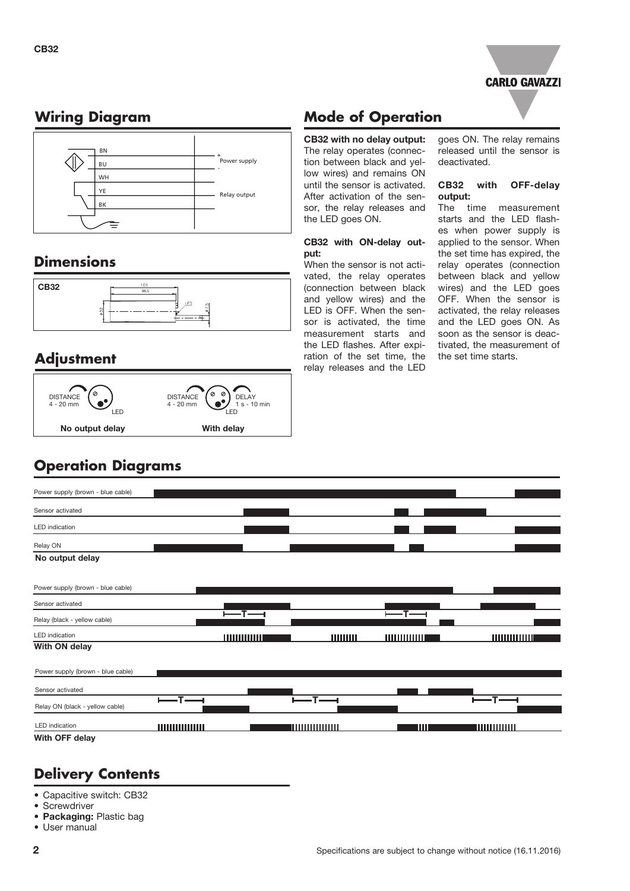## Wiring Diagram

BN

BU

WH

YE

BK

+
Power supply
-

Relay output

## Dimensions

**CB32**

101

98.5

## Adjustment

DISTANCE
4 - 20 mm

LED

**No output delay**

DISTANCE
4 - 20 mm

DELAY
1 s - 10 min

LED

**With delay**

## Mode of Operation

**CB32 with no delay output:**
The relay operates (connection between black and yellow wires) and remains ON until the sensor is activated. After activation of the sensor, the relay releases and the LED goes ON.

**CB32 with ON-delay output:**
When the sensor is not activated, the relay operates (connection between black and yellow wires) and the LED is OFF. When the sensor is activated, the time measurement starts and the LED flashes. After expiration of the set time, the relay releases and the LED goes ON. The relay remains released until the sensor is deactivated.

**CB32 with OFF-delay output:**
The time measurement starts and the LED flashes when power supply is applied to the sensor. When the set time has expired, the relay operates (connection between black and yellow wires) and the LED goes OFF. When the sensor is activated, the relay releases and the LED goes ON. As soon as the sensor is deactivated, the measurement of the set time starts.

## Operation Diagrams

Power supply (brown - blue cable)

Sensor activated

LED indication

Relay ON

**No output delay**

Power supply (brown - blue cable)

Sensor activated

Relay (black - yellow cable)

LED indication

T

**With ON delay**

Power supply (brown - blue cable)

Sensor activated

Relay ON (black - yellow cable)

LED indication

T

**With OFF delay**

## Delivery Contents

- Capacitive switch: CB32
- Screwdriver
- **Packaging:** Plastic bag
- User manual